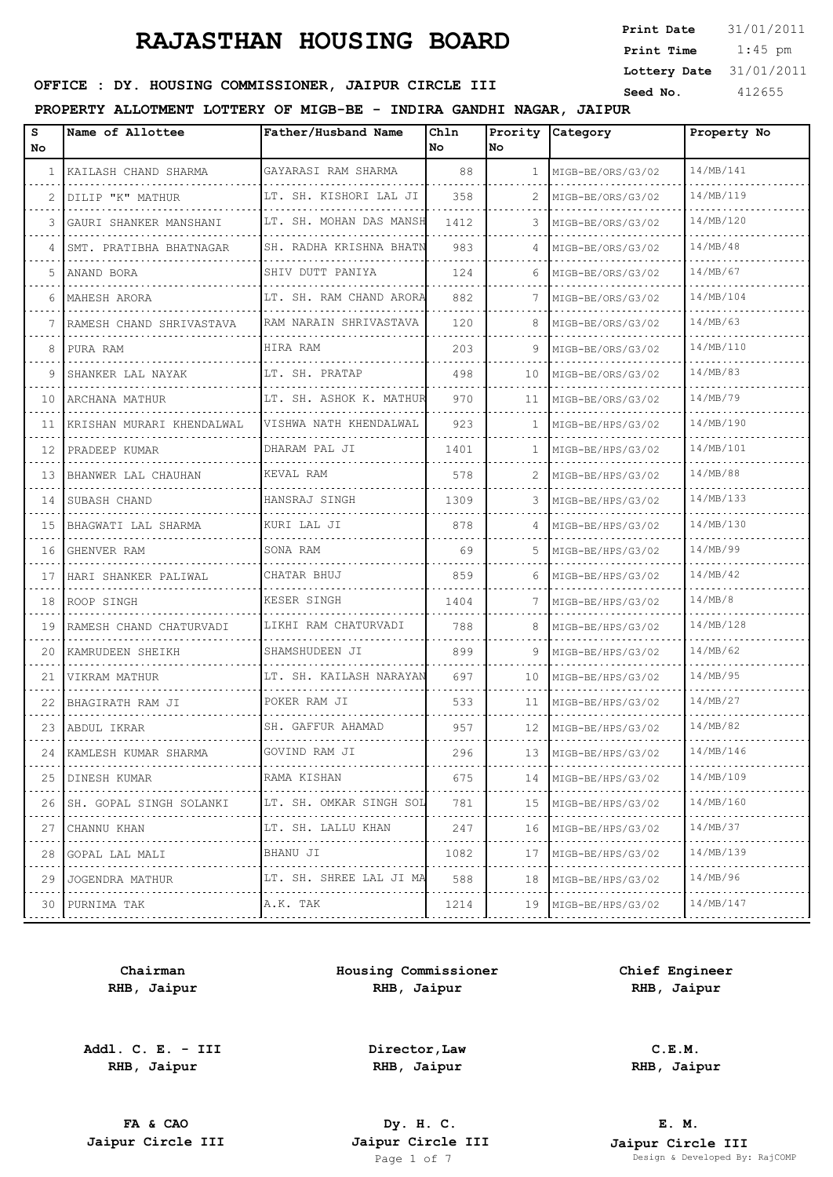# RAJASTHAN HOUSING BOARD

**Print Date** 31/01/2011
**Print Time** 1:45 pm
**Lottery Date** 31/01/2011
**Seed No.** 412655

**OFFICE : DY. HOUSING COMMISSIONER, JAIPUR CIRCLE III**

**PROPERTY ALLOTMENT LOTTERY OF MIGB-BE - INDIRA GANDHI NAGAR, JAIPUR**

| S No | Name of Allottee | Father/Husband Name | Chln No | Prority No | Category | Property No |
|---|---|---|---|---|---|---|
| 1 | KAILASH CHAND SHARMA | GAYARASI RAM SHARMA | 88 | 1 | MIGB-BE/ORS/G3/02 | 14/MB/141 |
| 2 | DILIP "K" MATHUR | LT. SH. KISHORI LAL JI | 358 | 2 | MIGB-BE/ORS/G3/02 | 14/MB/119 |
| 3 | GAURI SHANKER MANSHANI | LT. SH. MOHAN DAS MANSH | 1412 | 3 | MIGB-BE/ORS/G3/02 | 14/MB/120 |
| 4 | SMT. PRATIBHA BHATNAGAR | SH. RADHA KRISHNA BHATN | 983 | 4 | MIGB-BE/ORS/G3/02 | 14/MB/48 |
| 5 | ANAND BORA | SHIV DUTT PANIYA | 124 | 6 | MIGB-BE/ORS/G3/02 | 14/MB/67 |
| 6 | MAHESH ARORA | LT. SH. RAM CHAND ARORA | 882 | 7 | MIGB-BE/ORS/G3/02 | 14/MB/104 |
| 7 | RAMESH CHAND SHRIVASTAVA | RAM NARAIN SHRIVASTAVA | 120 | 8 | MIGB-BE/ORS/G3/02 | 14/MB/63 |
| 8 | PURA RAM | HIRA RAM | 203 | 9 | MIGB-BE/ORS/G3/02 | 14/MB/110 |
| 9 | SHANKER LAL NAYAK | LT. SH. PRATAP | 498 | 10 | MIGB-BE/ORS/G3/02 | 14/MB/83 |
| 10 | ARCHANA MATHUR | LT. SH. ASHOK K. MATHUR | 970 | 11 | MIGB-BE/ORS/G3/02 | 14/MB/79 |
| 11 | KRISHAN MURARI KHENDALWAL | VISHWA NATH KHENDALWAL | 923 | 1 | MIGB-BE/HPS/G3/02 | 14/MB/190 |
| 12 | PRADEEP KUMAR | DHARAM PAL JI | 1401 | 1 | MIGB-BE/HPS/G3/02 | 14/MB/101 |
| 13 | BHANWER LAL CHAUHAN | KEVAL RAM | 578 | 2 | MIGB-BE/HPS/G3/02 | 14/MB/88 |
| 14 | SUBASH CHAND | HANSRAJ SINGH | 1309 | 3 | MIGB-BE/HPS/G3/02 | 14/MB/133 |
| 15 | BHAGWATI LAL SHARMA | KURI LAL JI | 878 | 4 | MIGB-BE/HPS/G3/02 | 14/MB/130 |
| 16 | GHENVER RAM | SONA RAM | 69 | 5 | MIGB-BE/HPS/G3/02 | 14/MB/99 |
| 17 | HARI SHANKER PALIWAL | CHATAR BHUJ | 859 | 6 | MIGB-BE/HPS/G3/02 | 14/MB/42 |
| 18 | ROOP SINGH | KESER SINGH | 1404 | 7 | MIGB-BE/HPS/G3/02 | 14/MB/8 |
| 19 | RAMESH CHAND CHATURVADI | LIKHI RAM CHATURVADI | 788 | 8 | MIGB-BE/HPS/G3/02 | 14/MB/128 |
| 20 | KAMRUDEEN SHEIKH | SHAMSHUDEEN JI | 899 | 9 | MIGB-BE/HPS/G3/02 | 14/MB/62 |
| 21 | VIKRAM MATHUR | LT. SH. KAILASH NARAYAN | 697 | 10 | MIGB-BE/HPS/G3/02 | 14/MB/95 |
| 22 | BHAGIRATH RAM JI | POKER RAM JI | 533 | 11 | MIGB-BE/HPS/G3/02 | 14/MB/27 |
| 23 | ABDUL IKRAR | SH. GAFFUR AHAMAD | 957 | 12 | MIGB-BE/HPS/G3/02 | 14/MB/82 |
| 24 | KAMLESH KUMAR SHARMA | GOVIND RAM JI | 296 | 13 | MIGB-BE/HPS/G3/02 | 14/MB/146 |
| 25 | DINESH KUMAR | RAMA KISHAN | 675 | 14 | MIGB-BE/HPS/G3/02 | 14/MB/109 |
| 26 | SH. GOPAL SINGH SOLANKI | LT. SH. OMKAR SINGH SOL | 781 | 15 | MIGB-BE/HPS/G3/02 | 14/MB/160 |
| 27 | CHANNU KHAN | LT. SH. LALLU KHAN | 247 | 16 | MIGB-BE/HPS/G3/02 | 14/MB/37 |
| 28 | GOPAL LAL MALI | BHANU JI | 1082 | 17 | MIGB-BE/HPS/G3/02 | 14/MB/139 |
| 29 | JOGENDRA MATHUR | LT. SH. SHREE LAL JI MA | 588 | 18 | MIGB-BE/HPS/G3/02 | 14/MB/96 |
| 30 | PURNIMA TAK | A.K. TAK | 1214 | 19 | MIGB-BE/HPS/G3/02 | 14/MB/147 |

**Chairman**
**RHB, Jaipur**

**Housing Commissioner**
**RHB, Jaipur**

**Chief Engineer**
**RHB, Jaipur**

**Addl. C. E. - III**
**RHB, Jaipur**

**Director,Law**
**RHB, Jaipur**

**C.E.M.**
**RHB, Jaipur**

**FA & CAO**
**Jaipur Circle III**

**Dy. H. C.**
**Jaipur Circle III**

**E. M.**
**Jaipur Circle III**

Design & Developed By: RajCOMP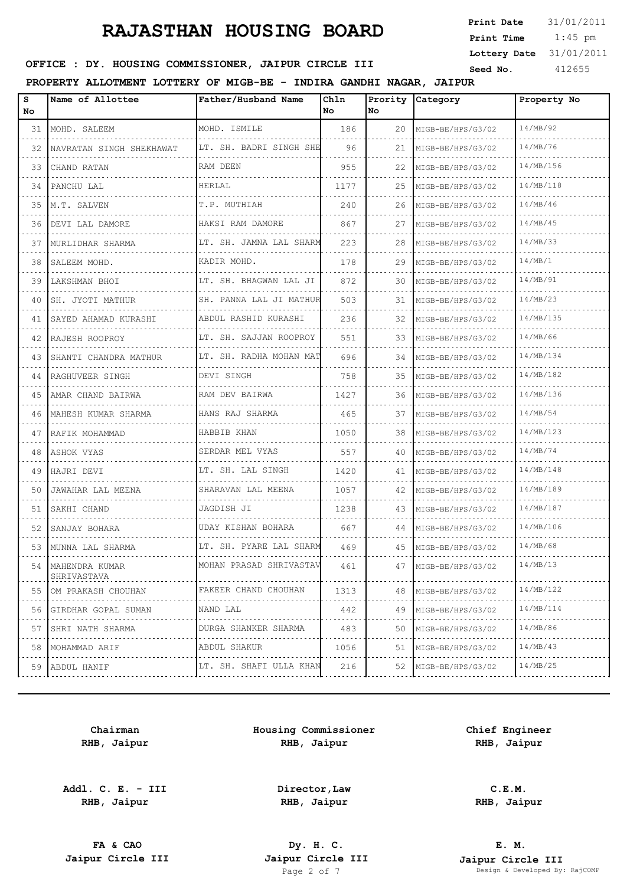# RAJASTHAN HOUSING BOARD

**Print Date** 31/01/2011
**Print Time** 1:45 pm
**Lottery Date** 31/01/2011
**Seed No.** 412655

**OFFICE : DY. HOUSING COMMISSIONER, JAIPUR CIRCLE III**

**PROPERTY ALLOTMENT LOTTERY OF MIGB-BE - INDIRA GANDHI NAGAR, JAIPUR**

| S No | Name of Allottee | Father/Husband Name | Chln No | Prority No | Category | Property No |
|---|---|---|---|---|---|---|
| 31 | MOHD. SALEEM | MOHD. ISMILE | 186 | 20 | MIGB-BE/HPS/G3/02 | 14/MB/92 |
| 32 | NAVRATAN SINGH SHEKHAWAT | LT. SH. BADRI SINGH SHE | 96 | 21 | MIGB-BE/HPS/G3/02 | 14/MB/76 |
| 33 | CHAND RATAN | RAM DEEN | 955 | 22 | MIGB-BE/HPS/G3/02 | 14/MB/156 |
| 34 | PANCHU LAL | HERLAL | 1177 | 25 | MIGB-BE/HPS/G3/02 | 14/MB/118 |
| 35 | M.T. SALVEN | T.P. MUTHIAH | 240 | 26 | MIGB-BE/HPS/G3/02 | 14/MB/46 |
| 36 | DEVI LAL DAMORE | HAKSI RAM DAMORE | 867 | 27 | MIGB-BE/HPS/G3/02 | 14/MB/45 |
| 37 | MURLIDHAR SHARMA | LT. SH. JAMNA LAL SHARM | 223 | 28 | MIGB-BE/HPS/G3/02 | 14/MB/33 |
| 38 | SALEEM MOHD. | KADIR MOHD. | 178 | 29 | MIGB-BE/HPS/G3/02 | 14/MB/1 |
| 39 | LAKSHMAN BHOI | LT. SH. BHAGWAN LAL JI | 872 | 30 | MIGB-BE/HPS/G3/02 | 14/MB/91 |
| 40 | SH. JYOTI MATHUR | SH. PANNA LAL JI MATHUR | 503 | 31 | MIGB-BE/HPS/G3/02 | 14/MB/23 |
| 41 | SAYED AHAMAD KURASHI | ABDUL RASHID KURASHI | 236 | 32 | MIGB-BE/HPS/G3/02 | 14/MB/135 |
| 42 | RAJESH ROOPROY | LT. SH. SAJJAN ROOPROY | 551 | 33 | MIGB-BE/HPS/G3/02 | 14/MB/66 |
| 43 | SHANTI CHANDRA MATHUR | LT. SH. RADHA MOHAN MAT | 696 | 34 | MIGB-BE/HPS/G3/02 | 14/MB/134 |
| 44 | RAGHUVEER SINGH | DEVI SINGH | 758 | 35 | MIGB-BE/HPS/G3/02 | 14/MB/182 |
| 45 | AMAR CHAND BAIRWA | RAM DEV BAIRWA | 1427 | 36 | MIGB-BE/HPS/G3/02 | 14/MB/136 |
| 46 | MAHESH KUMAR SHARMA | HANS RAJ SHARMA | 465 | 37 | MIGB-BE/HPS/G3/02 | 14/MB/54 |
| 47 | RAFIK MOHAMMAD | HABBIB KHAN | 1050 | 38 | MIGB-BE/HPS/G3/02 | 14/MB/123 |
| 48 | ASHOK VYAS | SERDAR MEL VYAS | 557 | 40 | MIGB-BE/HPS/G3/02 | 14/MB/74 |
| 49 | HAJRI DEVI | LT. SH. LAL SINGH | 1420 | 41 | MIGB-BE/HPS/G3/02 | 14/MB/148 |
| 50 | JAWAHAR LAL MEENA | SHARAVAN LAL MEENA | 1057 | 42 | MIGB-BE/HPS/G3/02 | 14/MB/189 |
| 51 | SAKHI CHAND | JAGDISH JI | 1238 | 43 | MIGB-BE/HPS/G3/02 | 14/MB/187 |
| 52 | SANJAY BOHARA | UDAY KISHAN BOHARA | 667 | 44 | MIGB-BE/HPS/G3/02 | 14/MB/106 |
| 53 | MUNNA LAL SHARMA | LT. SH. PYARE LAL SHARM | 469 | 45 | MIGB-BE/HPS/G3/02 | 14/MB/68 |
| 54 | MAHENDRA KUMAR SHRIVASTAVA | MOHAN PRASAD SHRIVASTAV | 461 | 47 | MIGB-BE/HPS/G3/02 | 14/MB/13 |
| 55 | OM PRAKASH CHOUHAN | FAKEER CHAND CHOUHAN | 1313 | 48 | MIGB-BE/HPS/G3/02 | 14/MB/122 |
| 56 | GIRDHAR GOPAL SUMAN | NAND LAL | 442 | 49 | MIGB-BE/HPS/G3/02 | 14/MB/114 |
| 57 | SHRI NATH SHARMA | DURGA SHANKER SHARMA | 483 | 50 | MIGB-BE/HPS/G3/02 | 14/MB/86 |
| 58 | MOHAMMAD ARIF | ABDUL SHAKUR | 1056 | 51 | MIGB-BE/HPS/G3/02 | 14/MB/43 |
| 59 | ABDUL HANIF | LT. SH. SHAFI ULLA KHAN | 216 | 52 | MIGB-BE/HPS/G3/02 | 14/MB/25 |

| | | |
|---|---|---|
| **Chairman**<br>**RHB, Jaipur** | **Housing Commissioner**<br>**RHB, Jaipur** | **Chief Engineer**<br>**RHB, Jaipur** |
| **Addl. C. E. - III**<br>**RHB, Jaipur** | **Director,Law**<br>**RHB, Jaipur** | **C.E.M.**<br>**RHB, Jaipur** |
| **FA & CAO**<br>**Jaipur Circle III** | **Dy. H. C.**<br>**Jaipur Circle III** | **E. M.**<br>**Jaipur Circle III** |

Design & Developed By: RajCOMP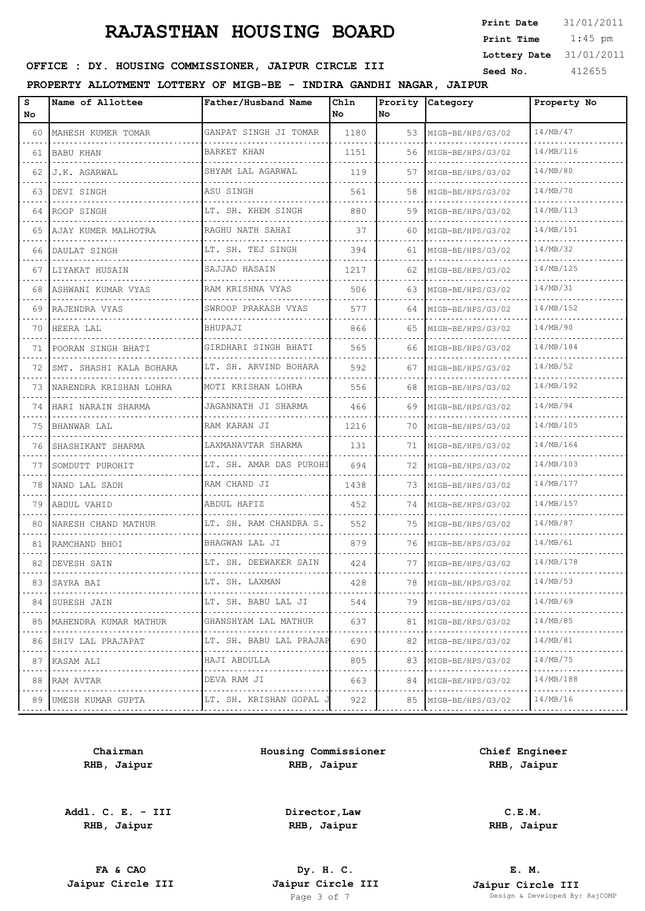# RAJASTHAN HOUSING BOARD

**Print Date** 31/01/2011
**Print Time** 1:45 pm
**Lottery Date** 31/01/2011
**Seed No.** 412655

**OFFICE : DY. HOUSING COMMISSIONER, JAIPUR CIRCLE III**

**PROPERTY ALLOTMENT LOTTERY OF MIGB-BE - INDIRA GANDHI NAGAR, JAIPUR**

| S No | Name of Allottee | Father/Husband Name | Chln No | Prority No | Category | Property No |
|---|---|---|---|---|---|---|
| 60 | MAHESH KUMER TOMAR | GANPAT SINGH JI TOMAR | 1180 | 53 | MIGB-BE/HPS/G3/02 | 14/MB/47 |
| 61 | BABU KHAN | BARKET KHAN | 1151 | 56 | MIGB-BE/HPS/G3/02 | 14/MB/116 |
| 62 | J.K. AGARWAL | SHYAM LAL AGARWAL | 119 | 57 | MIGB-BE/HPS/G3/02 | 14/MB/80 |
| 63 | DEVI SINGH | ASU SINGH | 561 | 58 | MIGB-BE/HPS/G3/02 | 14/MB/70 |
| 64 | ROOP SINGH | LT. SH. KHEM SINGH | 880 | 59 | MIGB-BE/HPS/G3/02 | 14/MB/113 |
| 65 | AJAY KUMER MALHOTRA | RAGHU NATH SAHAI | 37 | 60 | MIGB-BE/HPS/G3/02 | 14/MB/151 |
| 66 | DAULAT SINGH | LT. SH. TEJ SINGH | 394 | 61 | MIGB-BE/HPS/G3/02 | 14/MB/32 |
| 67 | LIYAKAT HUSAIN | SAJJAD HASAIN | 1217 | 62 | MIGB-BE/HPS/G3/02 | 14/MB/125 |
| 68 | ASHWANI KUMAR VYAS | RAM KRISHNA VYAS | 506 | 63 | MIGB-BE/HPS/G3/02 | 14/MB/31 |
| 69 | RAJENDRA VYAS | SWROOP PRAKASH VYAS | 577 | 64 | MIGB-BE/HPS/G3/02 | 14/MB/152 |
| 70 | HEERA LAL | BHUPAJI | 866 | 65 | MIGB-BE/HPS/G3/02 | 14/MB/90 |
| 71 | POORAN SINGH BHATI | GIRDHARI SINGH BHATI | 565 | 66 | MIGB-BE/HPS/G3/02 | 14/MB/184 |
| 72 | SMT. SHASHI KALA BOHARA | LT. SH. ARVIND BOHARA | 592 | 67 | MIGB-BE/HPS/G3/02 | 14/MB/52 |
| 73 | NARENDRA KRISHAN LOHRA | MOTI KRISHAN LOHRA | 556 | 68 | MIGB-BE/HPS/G3/02 | 14/MB/192 |
| 74 | HARI NARAIN SHARMA | JAGANNATH JI SHARMA | 466 | 69 | MIGB-BE/HPS/G3/02 | 14/MB/94 |
| 75 | BHANWAR LAL | RAM KARAN JI | 1216 | 70 | MIGB-BE/HPS/G3/02 | 14/MB/105 |
| 76 | SHASHIKANT SHARMA | LAXMANAVTAR SHARMA | 131 | 71 | MIGB-BE/HPS/G3/02 | 14/MB/164 |
| 77 | SOMDUTT PUROHIT | LT. SH. AMAR DAS PUROHI | 694 | 72 | MIGB-BE/HPS/G3/02 | 14/MB/103 |
| 78 | NAND LAL SADH | RAM CHAND JI | 1438 | 73 | MIGB-BE/HPS/G3/02 | 14/MB/177 |
| 79 | ABDUL VAHID | ABDUL HAFIZ | 452 | 74 | MIGB-BE/HPS/G3/02 | 14/MB/157 |
| 80 | NARESH CHAND MATHUR | LT. SH. RAM CHANDRA S. | 552 | 75 | MIGB-BE/HPS/G3/02 | 14/MB/87 |
| 81 | RAMCHAND BHOI | BHAGWAN LAL JI | 879 | 76 | MIGB-BE/HPS/G3/02 | 14/MB/61 |
| 82 | DEVESH SAIN | LT. SH. DEEWAKER SAIN | 424 | 77 | MIGB-BE/HPS/G3/02 | 14/MB/178 |
| 83 | SAYRA BAI | LT. SH. LAXMAN | 428 | 78 | MIGB-BE/HPS/G3/02 | 14/MB/53 |
| 84 | SURESH JAIN | LT. SH. BABU LAL JI | 544 | 79 | MIGB-BE/HPS/G3/02 | 14/MB/69 |
| 85 | MAHENDRA KUMAR MATHUR | GHANSHYAM LAL MATHUR | 637 | 81 | MIGB-BE/HPS/G3/02 | 14/MB/85 |
| 86 | SHIV LAL PRAJAPAT | LT. SH. BABU LAL PRAJAP | 690 | 82 | MIGB-BE/HPS/G3/02 | 14/MB/81 |
| 87 | KASAM ALI | HAJI ABDULLA | 805 | 83 | MIGB-BE/HPS/G3/02 | 14/MB/75 |
| 88 | RAM AVTAR | DEVA RAM JI | 663 | 84 | MIGB-BE/HPS/G3/02 | 14/MB/188 |
| 89 | UMESH KUMAR GUPTA | LT. SH. KRISHAN GOPAL J | 922 | 85 | MIGB-BE/HPS/G3/02 | 14/MB/16 |

**Chairman**
**RHB, Jaipur**

**Housing Commissioner**
**RHB, Jaipur**

**Chief Engineer**
**RHB, Jaipur**

**Addl. C. E. - III**
**RHB, Jaipur**

**Director,Law**
**RHB, Jaipur**

**C.E.M.**
**RHB, Jaipur**

**FA & CAO**
**Jaipur Circle III**

**Dy. H. C.**
**Jaipur Circle III**

**E. M.**
**Jaipur Circle III**

Design & Developed By: RajCOMP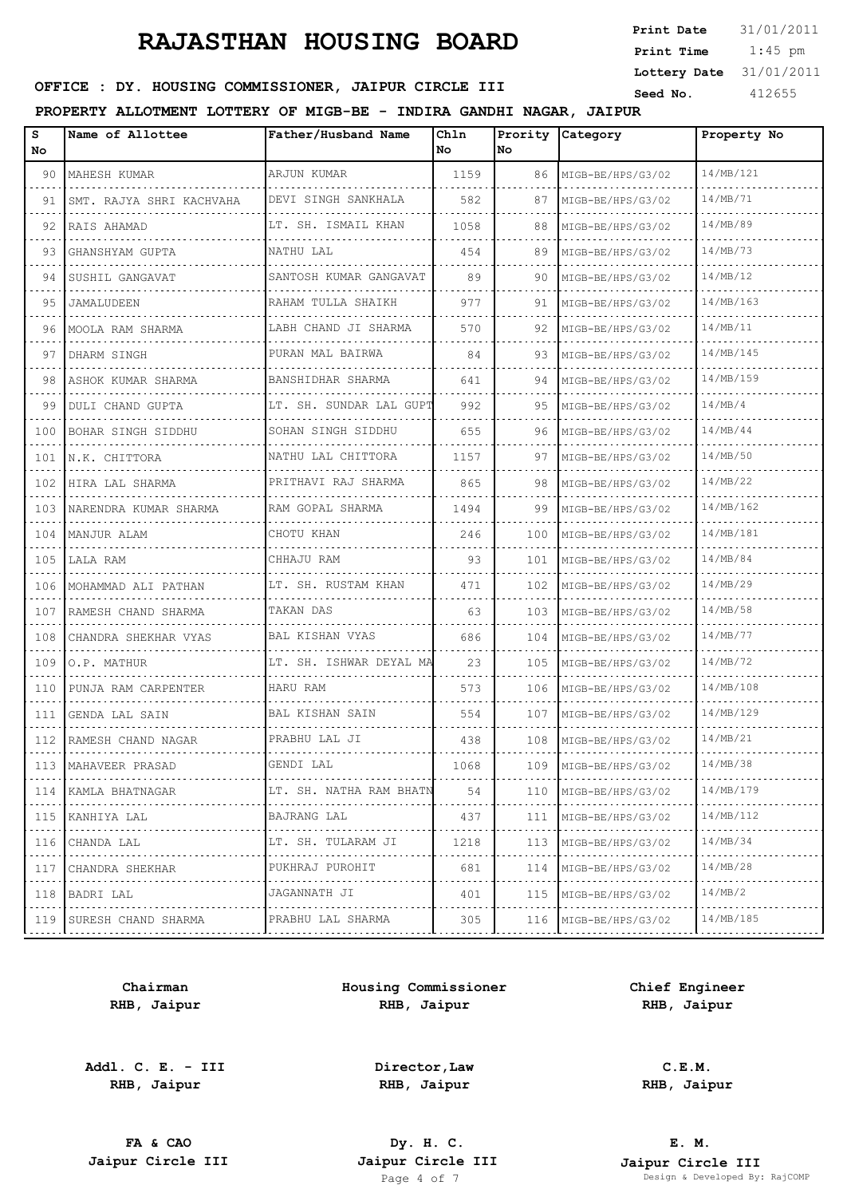# RAJASTHAN HOUSING BOARD

**Print Date** 31/01/2011
**Print Time** 1:45 pm
**Lottery Date** 31/01/2011
**Seed No.** 412655

**OFFICE : DY. HOUSING COMMISSIONER, JAIPUR CIRCLE III**

**PROPERTY ALLOTMENT LOTTERY OF MIGB-BE - INDIRA GANDHI NAGAR, JAIPUR**

| S No | Name of Allottee | Father/Husband Name | Chln No | Prority No | Category | Property No |
|---|---|---|---|---|---|---|
| 90 | MAHESH KUMAR | ARJUN KUMAR | 1159 | 86 | MIGB-BE/HPS/G3/02 | 14/MB/121 |
| 91 | SMT. RAJYA SHRI KACHVAHA | DEVI SINGH SANKHALA | 582 | 87 | MIGB-BE/HPS/G3/02 | 14/MB/71 |
| 92 | RAIS AHAMAD | LT. SH. ISMAIL KHAN | 1058 | 88 | MIGB-BE/HPS/G3/02 | 14/MB/89 |
| 93 | GHANSHYAM GUPTA | NATHU LAL | 454 | 89 | MIGB-BE/HPS/G3/02 | 14/MB/73 |
| 94 | SUSHIL GANGAVAT | SANTOSH KUMAR GANGAVAT | 89 | 90 | MIGB-BE/HPS/G3/02 | 14/MB/12 |
| 95 | JAMALUDEEN | RAHAM TULLA SHAIKH | 977 | 91 | MIGB-BE/HPS/G3/02 | 14/MB/163 |
| 96 | MOOLA RAM SHARMA | LABH CHAND JI SHARMA | 570 | 92 | MIGB-BE/HPS/G3/02 | 14/MB/11 |
| 97 | DHARM SINGH | PURAN MAL BAIRWA | 84 | 93 | MIGB-BE/HPS/G3/02 | 14/MB/145 |
| 98 | ASHOK KUMAR SHARMA | BANSHIDHAR SHARMA | 641 | 94 | MIGB-BE/HPS/G3/02 | 14/MB/159 |
| 99 | DULI CHAND GUPTA | LT. SH. SUNDAR LAL GUPT | 992 | 95 | MIGB-BE/HPS/G3/02 | 14/MB/4 |
| 100 | BOHAR SINGH SIDDHU | SOHAN SINGH SIDDHU | 655 | 96 | MIGB-BE/HPS/G3/02 | 14/MB/44 |
| 101 | N.K. CHITTORA | NATHU LAL CHITTORA | 1157 | 97 | MIGB-BE/HPS/G3/02 | 14/MB/50 |
| 102 | HIRA LAL SHARMA | PRITHAVI RAJ SHARMA | 865 | 98 | MIGB-BE/HPS/G3/02 | 14/MB/22 |
| 103 | NARENDRA KUMAR SHARMA | RAM GOPAL SHARMA | 1494 | 99 | MIGB-BE/HPS/G3/02 | 14/MB/162 |
| 104 | MANJUR ALAM | CHOTU KHAN | 246 | 100 | MIGB-BE/HPS/G3/02 | 14/MB/181 |
| 105 | LALA RAM | CHHAJU RAM | 93 | 101 | MIGB-BE/HPS/G3/02 | 14/MB/84 |
| 106 | MOHAMMAD ALI PATHAN | LT. SH. RUSTAM KHAN | 471 | 102 | MIGB-BE/HPS/G3/02 | 14/MB/29 |
| 107 | RAMESH CHAND SHARMA | TAKAN DAS | 63 | 103 | MIGB-BE/HPS/G3/02 | 14/MB/58 |
| 108 | CHANDRA SHEKHAR VYAS | BAL KISHAN VYAS | 686 | 104 | MIGB-BE/HPS/G3/02 | 14/MB/77 |
| 109 | O.P. MATHUR | LT. SH. ISHWAR DEYAL MA | 23 | 105 | MIGB-BE/HPS/G3/02 | 14/MB/72 |
| 110 | PUNJA RAM CARPENTER | HARU RAM | 573 | 106 | MIGB-BE/HPS/G3/02 | 14/MB/108 |
| 111 | GENDA LAL SAIN | BAL KISHAN SAIN | 554 | 107 | MIGB-BE/HPS/G3/02 | 14/MB/129 |
| 112 | RAMESH CHAND NAGAR | PRABHU LAL JI | 438 | 108 | MIGB-BE/HPS/G3/02 | 14/MB/21 |
| 113 | MAHAVEER PRASAD | GENDI LAL | 1068 | 109 | MIGB-BE/HPS/G3/02 | 14/MB/38 |
| 114 | KAMLA BHATNAGAR | LT. SH. NATHA RAM BHATN | 54 | 110 | MIGB-BE/HPS/G3/02 | 14/MB/179 |
| 115 | KANHIYA LAL | BAJRANG LAL | 437 | 111 | MIGB-BE/HPS/G3/02 | 14/MB/112 |
| 116 | CHANDA LAL | LT. SH. TULARAM JI | 1218 | 113 | MIGB-BE/HPS/G3/02 | 14/MB/34 |
| 117 | CHANDRA SHEKHAR | PUKHRAJ PUROHIT | 681 | 114 | MIGB-BE/HPS/G3/02 | 14/MB/28 |
| 118 | BADRI LAL | JAGANNATH JI | 401 | 115 | MIGB-BE/HPS/G3/02 | 14/MB/2 |
| 119 | SURESH CHAND SHARMA | PRABHU LAL SHARMA | 305 | 116 | MIGB-BE/HPS/G3/02 | 14/MB/185 |

| | | |
|---|---|---|
| **Chairman RHB, Jaipur** | **Housing Commissioner RHB, Jaipur** | **Chief Engineer RHB, Jaipur** |
| **Addl. C. E. - III RHB, Jaipur** | **Director,Law RHB, Jaipur** | **C.E.M. RHB, Jaipur** |
| **FA & CAO Jaipur Circle III** | **Dy. H. C. Jaipur Circle III** | **E. M. Jaipur Circle III** |

Design & Developed By: RajCOMP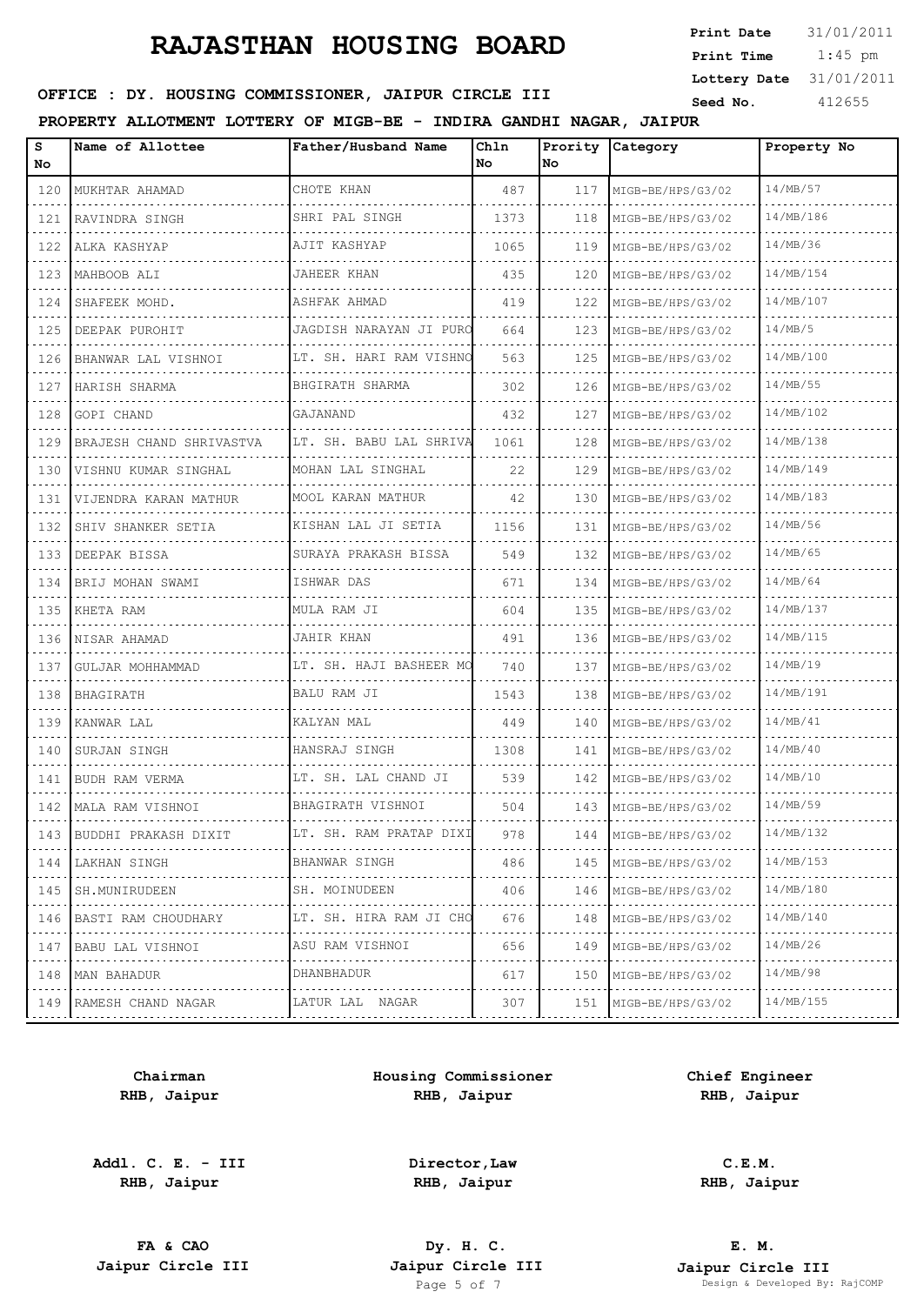# RAJASTHAN HOUSING BOARD

**Print Date** 31/01/2011
**Print Time** 1:45 pm
**Lottery Date** 31/01/2011
**Seed No.** 412655

**OFFICE : DY. HOUSING COMMISSIONER, JAIPUR CIRCLE III**

**PROPERTY ALLOTMENT LOTTERY OF MIGB-BE - INDIRA GANDHI NAGAR, JAIPUR**

| S No | Name of Allottee | Father/Husband Name | Chln No | Prority No | Category | Property No |
|---|---|---|---|---|---|---|
| 120 | MUKHTAR AHAMAD | CHOTE KHAN | 487 | 117 | MIGB-BE/HPS/G3/02 | 14/MB/57 |
| 121 | RAVINDRA SINGH | SHRI PAL SINGH | 1373 | 118 | MIGB-BE/HPS/G3/02 | 14/MB/186 |
| 122 | ALKA KASHYAP | AJIT KASHYAP | 1065 | 119 | MIGB-BE/HPS/G3/02 | 14/MB/36 |
| 123 | MAHBOOB ALI | JAHEER KHAN | 435 | 120 | MIGB-BE/HPS/G3/02 | 14/MB/154 |
| 124 | SHAFEEK MOHD. | ASHFAK AHMAD | 419 | 122 | MIGB-BE/HPS/G3/02 | 14/MB/107 |
| 125 | DEEPAK PUROHIT | JAGDISH NARAYAN JI PURO | 664 | 123 | MIGB-BE/HPS/G3/02 | 14/MB/5 |
| 126 | BHANWAR LAL VISHNOI | LT. SH. HARI RAM VISHNO | 563 | 125 | MIGB-BE/HPS/G3/02 | 14/MB/100 |
| 127 | HARISH SHARMA | BHGIRATH SHARMA | 302 | 126 | MIGB-BE/HPS/G3/02 | 14/MB/55 |
| 128 | GOPI CHAND | GAJANAND | 432 | 127 | MIGB-BE/HPS/G3/02 | 14/MB/102 |
| 129 | BRAJESH CHAND SHRIVASTVA | LT. SH. BABU LAL SHRIVA | 1061 | 128 | MIGB-BE/HPS/G3/02 | 14/MB/138 |
| 130 | VISHNU KUMAR SINGHAL | MOHAN LAL SINGHAL | 22 | 129 | MIGB-BE/HPS/G3/02 | 14/MB/149 |
| 131 | VIJENDRA KARAN MATHUR | MOOL KARAN MATHUR | 42 | 130 | MIGB-BE/HPS/G3/02 | 14/MB/183 |
| 132 | SHIV SHANKER SETIA | KISHAN LAL JI SETIA | 1156 | 131 | MIGB-BE/HPS/G3/02 | 14/MB/56 |
| 133 | DEEPAK BISSA | SURAYA PRAKASH BISSA | 549 | 132 | MIGB-BE/HPS/G3/02 | 14/MB/65 |
| 134 | BRIJ MOHAN SWAMI | ISHWAR DAS | 671 | 134 | MIGB-BE/HPS/G3/02 | 14/MB/64 |
| 135 | KHETA RAM | MULA RAM JI | 604 | 135 | MIGB-BE/HPS/G3/02 | 14/MB/137 |
| 136 | NISAR AHAMAD | JAHIR KHAN | 491 | 136 | MIGB-BE/HPS/G3/02 | 14/MB/115 |
| 137 | GULJAR MOHHAMMAD | LT. SH. HAJI BASHEER MO | 740 | 137 | MIGB-BE/HPS/G3/02 | 14/MB/19 |
| 138 | BHAGIRATH | BALU RAM JI | 1543 | 138 | MIGB-BE/HPS/G3/02 | 14/MB/191 |
| 139 | KANWAR LAL | KALYAN MAL | 449 | 140 | MIGB-BE/HPS/G3/02 | 14/MB/41 |
| 140 | SURJAN SINGH | HANSRAJ SINGH | 1308 | 141 | MIGB-BE/HPS/G3/02 | 14/MB/40 |
| 141 | BUDH RAM VERMA | LT. SH. LAL CHAND JI | 539 | 142 | MIGB-BE/HPS/G3/02 | 14/MB/10 |
| 142 | MALA RAM VISHNOI | BHAGIRATH VISHNOI | 504 | 143 | MIGB-BE/HPS/G3/02 | 14/MB/59 |
| 143 | BUDDHI PRAKASH DIXIT | LT. SH. RAM PRATAP DIXI | 978 | 144 | MIGB-BE/HPS/G3/02 | 14/MB/132 |
| 144 | LAKHAN SINGH | BHANWAR SINGH | 486 | 145 | MIGB-BE/HPS/G3/02 | 14/MB/153 |
| 145 | SH.MUNIRUDEEN | SH. MOINUDEEN | 406 | 146 | MIGB-BE/HPS/G3/02 | 14/MB/180 |
| 146 | BASTI RAM CHOUDHARY | LT. SH. HIRA RAM JI CHO | 676 | 148 | MIGB-BE/HPS/G3/02 | 14/MB/140 |
| 147 | BABU LAL VISHNOI | ASU RAM VISHNOI | 656 | 149 | MIGB-BE/HPS/G3/02 | 14/MB/26 |
| 148 | MAN BAHADUR | DHANBHADUR | 617 | 150 | MIGB-BE/HPS/G3/02 | 14/MB/98 |
| 149 | RAMESH CHAND NAGAR | LATUR LAL NAGAR | 307 | 151 | MIGB-BE/HPS/G3/02 | 14/MB/155 |

| | | |
|---|---|---|
| **Chairman** **RHB, Jaipur** | **Housing Commissioner** **RHB, Jaipur** | **Chief Engineer** **RHB, Jaipur** |
| **Addl. C. E. - III** **RHB, Jaipur** | **Director,Law** **RHB, Jaipur** | **C.E.M.** **RHB, Jaipur** |
| **FA & CAO** **Jaipur Circle III** | **Dy. H. C.** **Jaipur Circle III** | **E. M.** **Jaipur Circle III** |

Design & Developed By: RajCOMP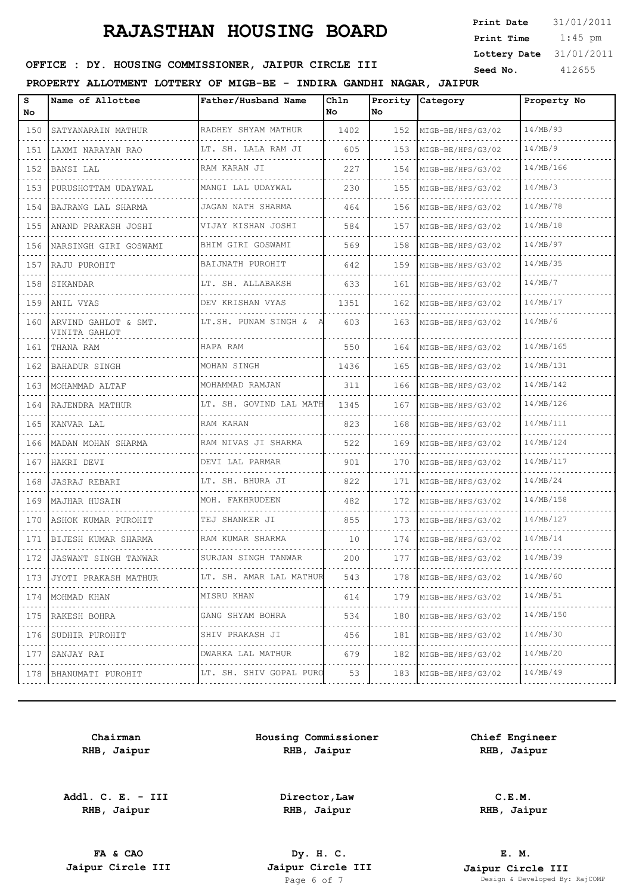# RAJASTHAN HOUSING BOARD

**Print Date** 31/01/2011
**Print Time** 1:45 pm
**Lottery Date** 31/01/2011
**Seed No.** 412655

**OFFICE : DY. HOUSING COMMISSIONER, JAIPUR CIRCLE III**

**PROPERTY ALLOTMENT LOTTERY OF MIGB-BE - INDIRA GANDHI NAGAR, JAIPUR**

| S No | Name of Allottee | Father/Husband Name | Chln No | Prority No | Category | Property No |
|---|---|---|---|---|---|---|
| 150 | SATYANARAIN MATHUR | RADHEY SHYAM MATHUR | 1402 | 152 | MIGB-BE/HPS/G3/02 | 14/MB/93 |
| 151 | LAXMI NARAYAN RAO | LT. SH. LALA RAM JI | 605 | 153 | MIGB-BE/HPS/G3/02 | 14/MB/9 |
| 152 | BANSI LAL | RAM KARAN JI | 227 | 154 | MIGB-BE/HPS/G3/02 | 14/MB/166 |
| 153 | PURUSHOTTAM UDAYWAL | MANGI LAL UDAYWAL | 230 | 155 | MIGB-BE/HPS/G3/02 | 14/MB/3 |
| 154 | BAJRANG LAL SHARMA | JAGAN NATH SHARMA | 464 | 156 | MIGB-BE/HPS/G3/02 | 14/MB/78 |
| 155 | ANAND PRAKASH JOSHI | VIJAY KISHAN JOSHI | 584 | 157 | MIGB-BE/HPS/G3/02 | 14/MB/18 |
| 156 | NARSINGH GIRI GOSWAMI | BHIM GIRI GOSWAMI | 569 | 158 | MIGB-BE/HPS/G3/02 | 14/MB/97 |
| 157 | RAJU PUROHIT | BAIJNATH PUROHIT | 642 | 159 | MIGB-BE/HPS/G3/02 | 14/MB/35 |
| 158 | SIKANDAR | LT. SH. ALLABAKSH | 633 | 161 | MIGB-BE/HPS/G3/02 | 14/MB/7 |
| 159 | ANIL VYAS | DEV KRISHAN VYAS | 1351 | 162 | MIGB-BE/HPS/G3/02 | 14/MB/17 |
| 160 | ARVIND GAHLOT & SMT. VINITA GAHLOT | LT.SH. PUNAM SINGH & A | 603 | 163 | MIGB-BE/HPS/G3/02 | 14/MB/6 |
| 161 | THANA RAM | HAPA RAM | 550 | 164 | MIGB-BE/HPS/G3/02 | 14/MB/165 |
| 162 | BAHADUR SINGH | MOHAN SINGH | 1436 | 165 | MIGB-BE/HPS/G3/02 | 14/MB/131 |
| 163 | MOHAMMAD ALTAF | MOHAMMAD RAMJAN | 311 | 166 | MIGB-BE/HPS/G3/02 | 14/MB/142 |
| 164 | RAJENDRA MATHUR | LT. SH. GOVIND LAL MATH | 1345 | 167 | MIGB-BE/HPS/G3/02 | 14/MB/126 |
| 165 | KANVAR LAL | RAM KARAN | 823 | 168 | MIGB-BE/HPS/G3/02 | 14/MB/111 |
| 166 | MADAN MOHAN SHARMA | RAM NIVAS JI SHARMA | 522 | 169 | MIGB-BE/HPS/G3/02 | 14/MB/124 |
| 167 | HAKRI DEVI | DEVI LAL PARMAR | 901 | 170 | MIGB-BE/HPS/G3/02 | 14/MB/117 |
| 168 | JASRAJ REBARI | LT. SH. BHURA JI | 822 | 171 | MIGB-BE/HPS/G3/02 | 14/MB/24 |
| 169 | MAJHAR HUSAIN | MOH. FAKHRUDEEN | 482 | 172 | MIGB-BE/HPS/G3/02 | 14/MB/158 |
| 170 | ASHOK KUMAR PUROHIT | TEJ SHANKER JI | 855 | 173 | MIGB-BE/HPS/G3/02 | 14/MB/127 |
| 171 | BIJESH KUMAR SHARMA | RAM KUMAR SHARMA | 10 | 174 | MIGB-BE/HPS/G3/02 | 14/MB/14 |
| 172 | JASWANT SINGH TANWAR | SURJAN SINGH TANWAR | 200 | 177 | MIGB-BE/HPS/G3/02 | 14/MB/39 |
| 173 | JYOTI PRAKASH MATHUR | LT. SH. AMAR LAL MATHUR | 543 | 178 | MIGB-BE/HPS/G3/02 | 14/MB/60 |
| 174 | MOHMAD KHAN | MISRU KHAN | 614 | 179 | MIGB-BE/HPS/G3/02 | 14/MB/51 |
| 175 | RAKESH BOHRA | GANG SHYAM BOHRA | 534 | 180 | MIGB-BE/HPS/G3/02 | 14/MB/150 |
| 176 | SUDHIR PUROHIT | SHIV PRAKASH JI | 456 | 181 | MIGB-BE/HPS/G3/02 | 14/MB/30 |
| 177 | SANJAY RAI | DWARKA LAL MATHUR | 679 | 182 | MIGB-BE/HPS/G3/02 | 14/MB/20 |
| 178 | BHANUMATI PUROHIT | LT. SH. SHIV GOPAL PURO | 53 | 183 | MIGB-BE/HPS/G3/02 | 14/MB/49 |

| | | |
|---|---|---|
| **Chairman RHB, Jaipur** | **Housing Commissioner RHB, Jaipur** | **Chief Engineer RHB, Jaipur** |
| **Addl. C. E. - III RHB, Jaipur** | **Director,Law RHB, Jaipur** | **C.E.M. RHB, Jaipur** |
| **FA & CAO Jaipur Circle III** | **Dy. H. C. Jaipur Circle III** | **E. M. Jaipur Circle III** |

Design & Developed By: RajCOMP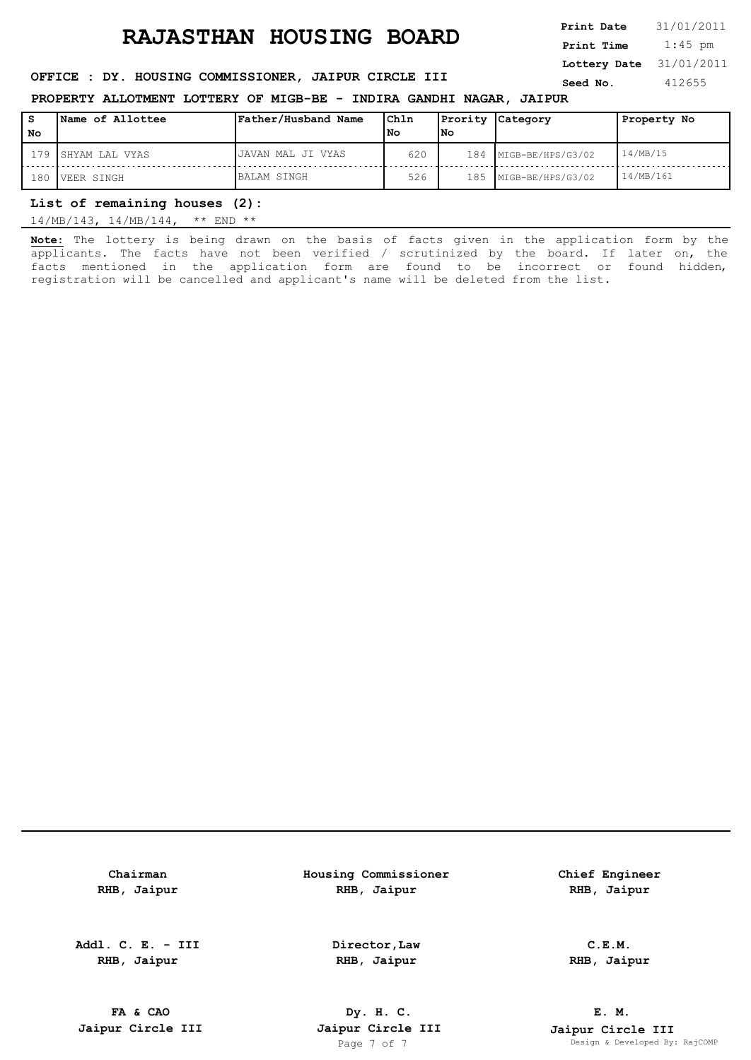# RAJASTHAN HOUSING BOARD

**Print Date** 31/01/2011
**Print Time** 1:45 pm
**Lottery Date** 31/01/2011
**Seed No.** 412655

**OFFICE : DY. HOUSING COMMISSIONER, JAIPUR CIRCLE III**

**PROPERTY ALLOTMENT LOTTERY OF MIGB-BE - INDIRA GANDHI NAGAR, JAIPUR**

| S No | Name of Allottee | Father/Husband Name | Chln No | Prority No | Category | Property No |
|---|---|---|---|---|---|---|
| 179 | SHYAM LAL VYAS | JAVAN MAL JI VYAS | 620 | 184 | MIGB-BE/HPS/G3/02 | 14/MB/15 |
| 180 | VEER SINGH | BALAM SINGH | 526 | 185 | MIGB-BE/HPS/G3/02 | 14/MB/161 |

**List of remaining houses (2):**

14/MB/143, 14/MB/144, ** END **

**Note:** The lottery is being drawn on the basis of facts given in the application form by the applicants. The facts have not been verified / scrutinized by the board. If later on, the facts mentioned in the application form are found to be incorrect or found hidden, registration will be cancelled and applicant's name will be deleted from the list.

| | | |
|---|---|---|
| **Chairman** **RHB, Jaipur** | **Housing Commissioner** **RHB, Jaipur** | **Chief Engineer** **RHB, Jaipur** |
| **Addl. C. E. - III** **RHB, Jaipur** | **Director,Law** **RHB, Jaipur** | **C.E.M.** **RHB, Jaipur** |
| **FA & CAO** **Jaipur Circle III** | **Dy. H. C.** **Jaipur Circle III** | **E. M.** **Jaipur Circle III** |

Design & Developed By: RajCOMP